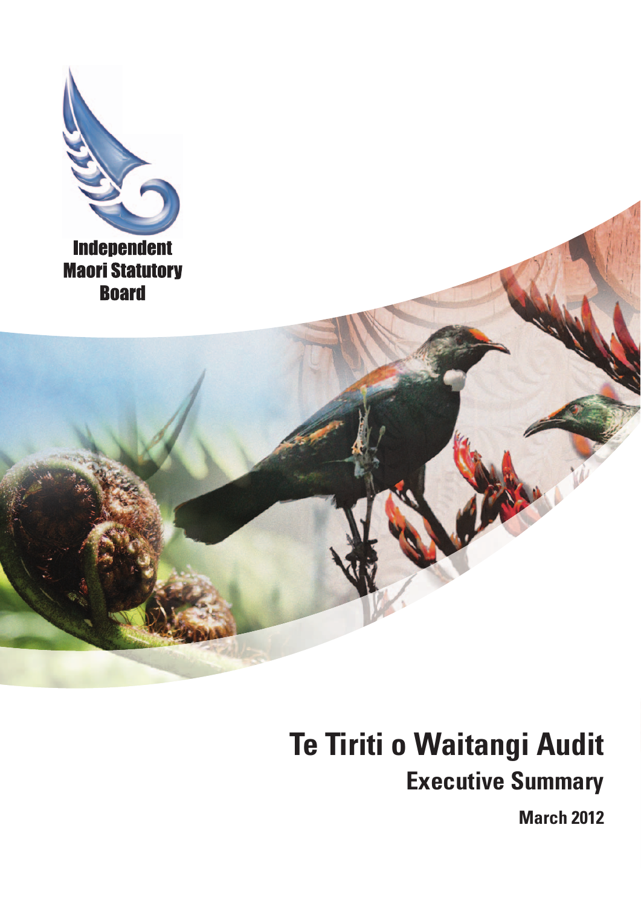Independent Maori Statutory Board

# Te Tiriti o Waitangi Audit

## Executive Summary

**March 2012**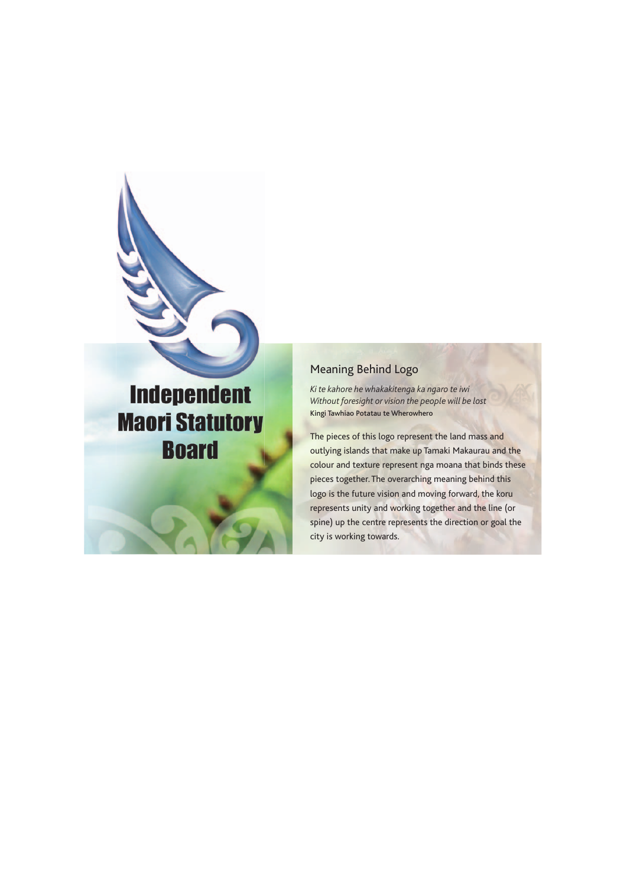# Independent Maori Statutory Board

## Meaning Behind Logo

*Ki te kahore he whakakitenga ka ngaro te iwi*
*Without foresight or vision the people will be lost*
Kingi Tawhiao Potatau te Wherowhero

The pieces of this logo represent the land mass and outlying islands that make up Tamaki Makaurau and the colour and texture represent nga moana that binds these pieces together. The overarching meaning behind this logo is the future vision and moving forward, the koru represents unity and working together and the line (or spine) up the centre represents the direction or goal the city is working towards.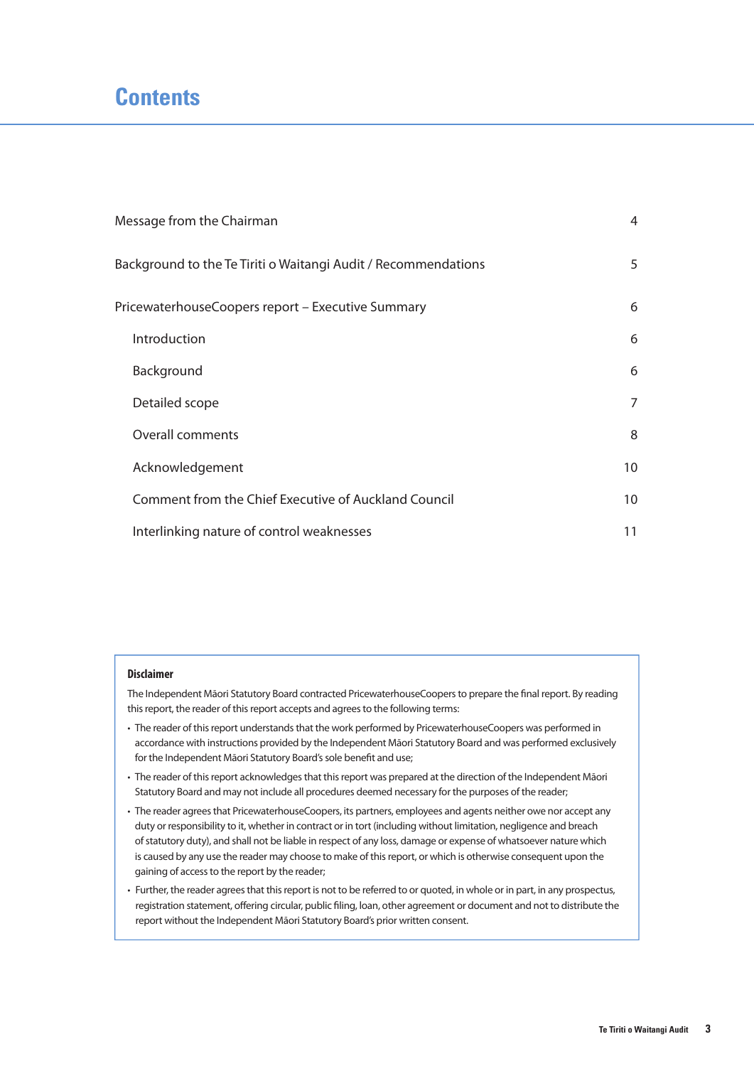# Contents

| | |
|---|---|
| Message from the Chairman | 4 |
| Background to the Te Tiriti o Waitangi Audit / Recommendations | 5 |
| PricewaterhouseCoopers report – Executive Summary | 6 |
| Introduction | 6 |
| Background | 6 |
| Detailed scope | 7 |
| Overall comments | 8 |
| Acknowledgement | 10 |
| Comment from the Chief Executive of Auckland Council | 10 |
| Interlinking nature of control weaknesses | 11 |

**Disclaimer**

The Independent Māori Statutory Board contracted PricewaterhouseCoopers to prepare the final report. By reading this report, the reader of this report accepts and agrees to the following terms:

- The reader of this report understands that the work performed by PricewaterhouseCoopers was performed in accordance with instructions provided by the Independent Māori Statutory Board and was performed exclusively for the Independent Māori Statutory Board's sole benefit and use;
- The reader of this report acknowledges that this report was prepared at the direction of the Independent Māori Statutory Board and may not include all procedures deemed necessary for the purposes of the reader;
- The reader agrees that PricewaterhouseCoopers, its partners, employees and agents neither owe nor accept any duty or responsibility to it, whether in contract or in tort (including without limitation, negligence and breach of statutory duty), and shall not be liable in respect of any loss, damage or expense of whatsoever nature which is caused by any use the reader may choose to make of this report, or which is otherwise consequent upon the gaining of access to the report by the reader;
- Further, the reader agrees that this report is not to be referred to or quoted, in whole or in part, in any prospectus, registration statement, offering circular, public filing, loan, other agreement or document and not to distribute the report without the Independent Māori Statutory Board's prior written consent.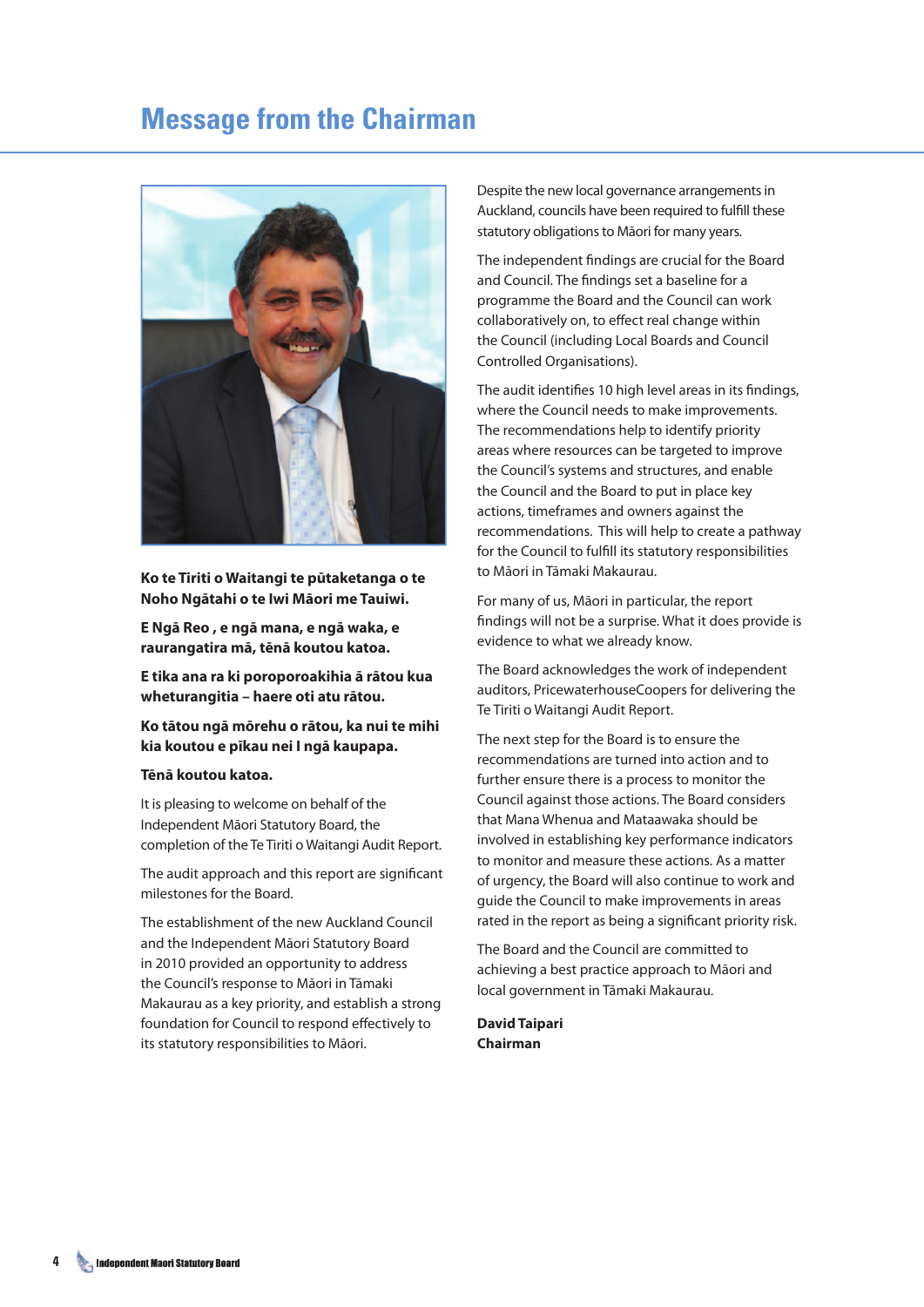# Message from the Chairman

**Ko te Tiriti o Waitangi te pūtaketanga o te Noho Ngātahi o te Iwi Māori me Tauiwi.**

**E Ngā Reo , e ngā mana, e ngā waka, e raurangatira mā, tēnā koutou katoa.**

**E tika ana ra ki poroporoakihia ā rātou kua wheturangitia – haere oti atu rātou.**

**Ko tātou ngā mōrehu o rātou, ka nui te mihi kia koutou e pīkau nei I ngā kaupapa.**

**Tēnā koutou katoa.**

It is pleasing to welcome on behalf of the Independent Māori Statutory Board, the completion of the Te Tiriti o Waitangi Audit Report.

The audit approach and this report are significant milestones for the Board.

The establishment of the new Auckland Council and the Independent Māori Statutory Board in 2010 provided an opportunity to address the Council's response to Māori in Tāmaki Makaurau as a key priority, and establish a strong foundation for Council to respond effectively to its statutory responsibilities to Māori.

Despite the new local governance arrangements in Auckland, councils have been required to fulfill these statutory obligations to Māori for many years.

The independent findings are crucial for the Board and Council. The findings set a baseline for a programme the Board and the Council can work collaboratively on, to effect real change within the Council (including Local Boards and Council Controlled Organisations).

The audit identifies 10 high level areas in its findings, where the Council needs to make improvements. The recommendations help to identify priority areas where resources can be targeted to improve the Council's systems and structures, and enable the Council and the Board to put in place key actions, timeframes and owners against the recommendations. This will help to create a pathway for the Council to fulfill its statutory responsibilities to Māori in Tāmaki Makaurau.

For many of us, Māori in particular, the report findings will not be a surprise. What it does provide is evidence to what we already know.

The Board acknowledges the work of independent auditors, PricewaterhouseCoopers for delivering the Te Tiriti o Waitangi Audit Report.

The next step for the Board is to ensure the recommendations are turned into action and to further ensure there is a process to monitor the Council against those actions. The Board considers that Mana Whenua and Mataawaka should be involved in establishing key performance indicators to monitor and measure these actions. As a matter of urgency, the Board will also continue to work and guide the Council to make improvements in areas rated in the report as being a significant priority risk.

The Board and the Council are committed to achieving a best practice approach to Māori and local government in Tāmaki Makaurau.

**David Taipari**
**Chairman**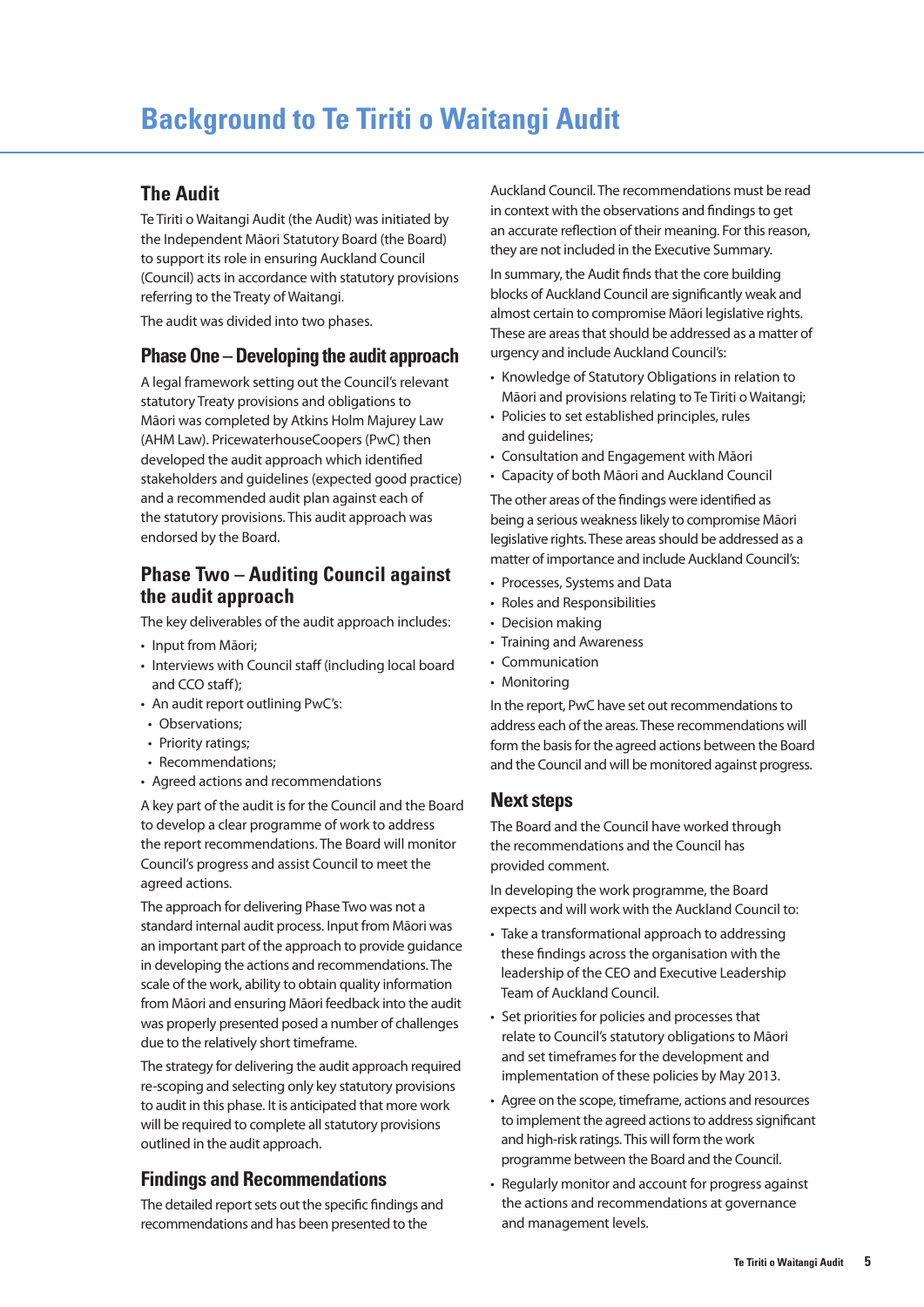# Background to Te Tiriti o Waitangi Audit

## The Audit

Te Tiriti o Waitangi Audit (the Audit) was initiated by the Independent Māori Statutory Board (the Board) to support its role in ensuring Auckland Council (Council) acts in accordance with statutory provisions referring to the Treaty of Waitangi.

The audit was divided into two phases.

## Phase One – Developing the audit approach

A legal framework setting out the Council's relevant statutory Treaty provisions and obligations to Māori was completed by Atkins Holm Majurey Law (AHM Law). PricewaterhouseCoopers (PwC) then developed the audit approach which identified stakeholders and guidelines (expected good practice) and a recommended audit plan against each of the statutory provisions. This audit approach was endorsed by the Board.

## Phase Two – Auditing Council against the audit approach

The key deliverables of the audit approach includes:

- Input from Māori;
- Interviews with Council staff (including local board and CCO staff);
- An audit report outlining PwC's:
  - Observations;
  - Priority ratings;
  - Recommendations;
- Agreed actions and recommendations

A key part of the audit is for the Council and the Board to develop a clear programme of work to address the report recommendations. The Board will monitor Council's progress and assist Council to meet the agreed actions.

The approach for delivering Phase Two was not a standard internal audit process. Input from Māori was an important part of the approach to provide guidance in developing the actions and recommendations. The scale of the work, ability to obtain quality information from Māori and ensuring Māori feedback into the audit was properly presented posed a number of challenges due to the relatively short timeframe.

The strategy for delivering the audit approach required re-scoping and selecting only key statutory provisions to audit in this phase. It is anticipated that more work will be required to complete all statutory provisions outlined in the audit approach.

## Findings and Recommendations

The detailed report sets out the specific findings and recommendations and has been presented to the Auckland Council. The recommendations must be read in context with the observations and findings to get an accurate reflection of their meaning. For this reason, they are not included in the Executive Summary.

In summary, the Audit finds that the core building blocks of Auckland Council are significantly weak and almost certain to compromise Māori legislative rights. These are areas that should be addressed as a matter of urgency and include Auckland Council's:

- Knowledge of Statutory Obligations in relation to Māori and provisions relating to Te Tiriti o Waitangi;
- Policies to set established principles, rules and guidelines;
- Consultation and Engagement with Māori
- Capacity of both Māori and Auckland Council

The other areas of the findings were identified as being a serious weakness likely to compromise Māori legislative rights. These areas should be addressed as a matter of importance and include Auckland Council's:

- Processes, Systems and Data
- Roles and Responsibilities
- Decision making
- Training and Awareness
- Communication
- Monitoring

In the report, PwC have set out recommendations to address each of the areas. These recommendations will form the basis for the agreed actions between the Board and the Council and will be monitored against progress.

## Next steps

The Board and the Council have worked through the recommendations and the Council has provided comment.

In developing the work programme, the Board expects and will work with the Auckland Council to:

- Take a transformational approach to addressing these findings across the organisation with the leadership of the CEO and Executive Leadership Team of Auckland Council.
- Set priorities for policies and processes that relate to Council's statutory obligations to Māori and set timeframes for the development and implementation of these policies by May 2013.
- Agree on the scope, timeframe, actions and resources to implement the agreed actions to address significant and high-risk ratings. This will form the work programme between the Board and the Council.
- Regularly monitor and account for progress against the actions and recommendations at governance and management levels.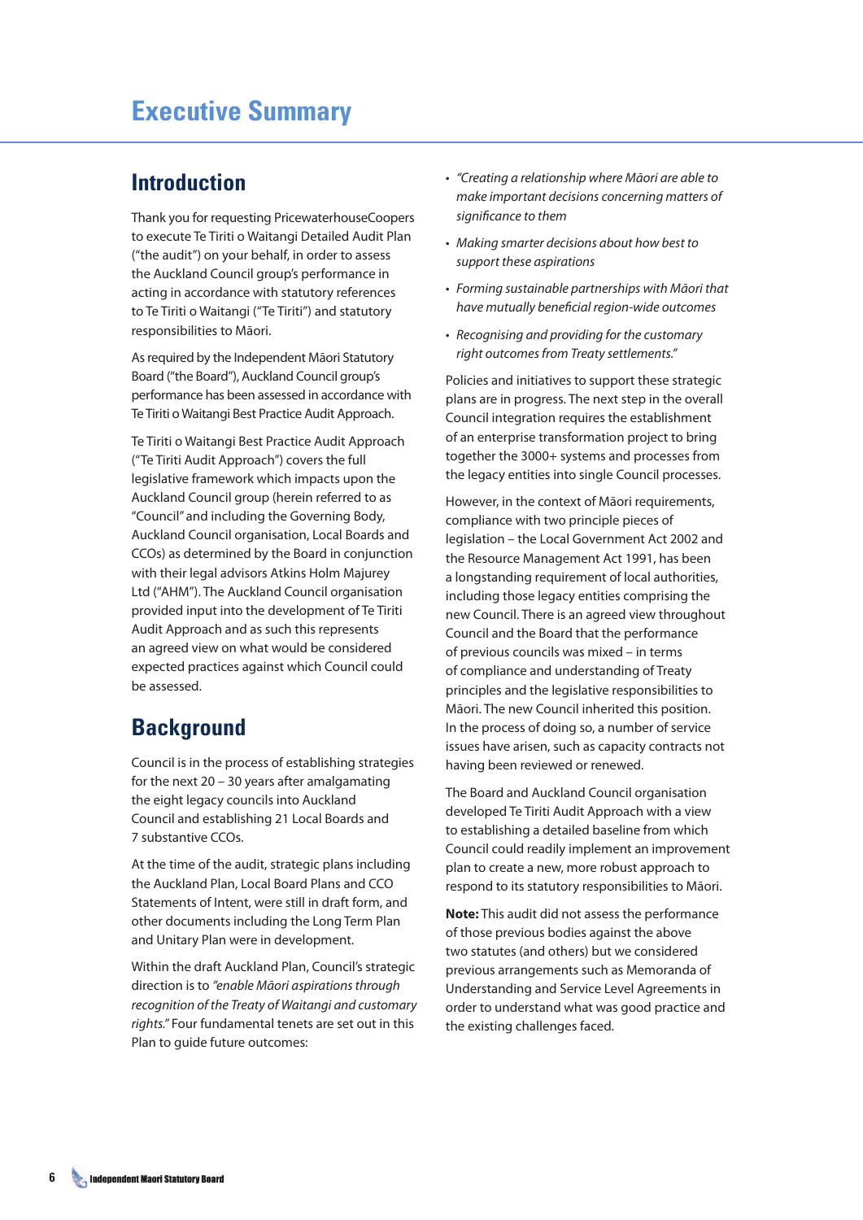# Executive Summary

## Introduction

Thank you for requesting PricewaterhouseCoopers to execute Te Tiriti o Waitangi Detailed Audit Plan ("the audit") on your behalf, in order to assess the Auckland Council group's performance in acting in accordance with statutory references to Te Tiriti o Waitangi ("Te Tiriti") and statutory responsibilities to Māori.

As required by the Independent Māori Statutory Board ("the Board"), Auckland Council group's performance has been assessed in accordance with Te Tiriti o Waitangi Best Practice Audit Approach.

Te Tiriti o Waitangi Best Practice Audit Approach ("Te Tiriti Audit Approach") covers the full legislative framework which impacts upon the Auckland Council group (herein referred to as "Council" and including the Governing Body, Auckland Council organisation, Local Boards and CCOs) as determined by the Board in conjunction with their legal advisors Atkins Holm Majurey Ltd ("AHM"). The Auckland Council organisation provided input into the development of Te Tiriti Audit Approach and as such this represents an agreed view on what would be considered expected practices against which Council could be assessed.

## Background

Council is in the process of establishing strategies for the next 20 – 30 years after amalgamating the eight legacy councils into Auckland Council and establishing 21 Local Boards and 7 substantive CCOs.

At the time of the audit, strategic plans including the Auckland Plan, Local Board Plans and CCO Statements of Intent, were still in draft form, and other documents including the Long Term Plan and Unitary Plan were in development.

Within the draft Auckland Plan, Council's strategic direction is to *"enable Māori aspirations through recognition of the Treaty of Waitangi and customary rights."* Four fundamental tenets are set out in this Plan to guide future outcomes:

- *"Creating a relationship where Māori are able to make important decisions concerning matters of significance to them*
- *Making smarter decisions about how best to support these aspirations*
- *Forming sustainable partnerships with Māori that have mutually beneficial region-wide outcomes*
- *Recognising and providing for the customary right outcomes from Treaty settlements."*

Policies and initiatives to support these strategic plans are in progress. The next step in the overall Council integration requires the establishment of an enterprise transformation project to bring together the 3000+ systems and processes from the legacy entities into single Council processes.

However, in the context of Māori requirements, compliance with two principle pieces of legislation – the Local Government Act 2002 and the Resource Management Act 1991, has been a longstanding requirement of local authorities, including those legacy entities comprising the new Council. There is an agreed view throughout Council and the Board that the performance of previous councils was mixed – in terms of compliance and understanding of Treaty principles and the legislative responsibilities to Māori. The new Council inherited this position. In the process of doing so, a number of service issues have arisen, such as capacity contracts not having been reviewed or renewed.

The Board and Auckland Council organisation developed Te Tiriti Audit Approach with a view to establishing a detailed baseline from which Council could readily implement an improvement plan to create a new, more robust approach to respond to its statutory responsibilities to Māori.

**Note:** This audit did not assess the performance of those previous bodies against the above two statutes (and others) but we considered previous arrangements such as Memoranda of Understanding and Service Level Agreements in order to understand what was good practice and the existing challenges faced.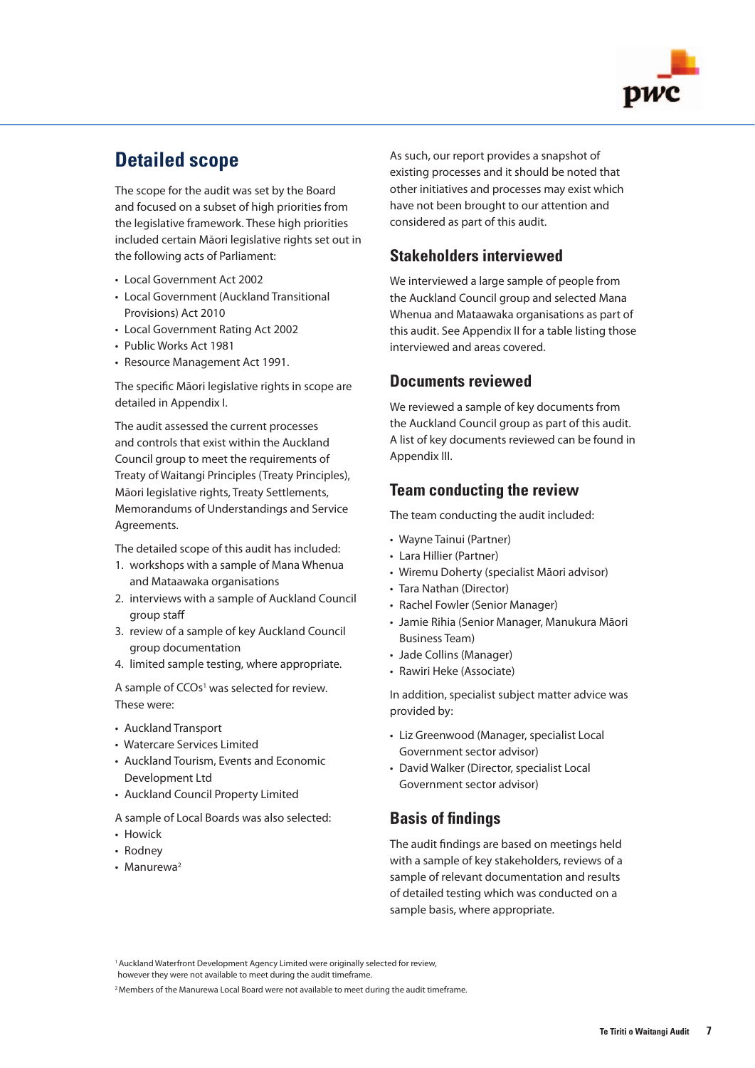## Detailed scope

The scope for the audit was set by the Board and focused on a subset of high priorities from the legislative framework. These high priorities included certain Māori legislative rights set out in the following acts of Parliament:

- Local Government Act 2002
- Local Government (Auckland Transitional Provisions) Act 2010
- Local Government Rating Act 2002
- Public Works Act 1981
- Resource Management Act 1991.

The specific Māori legislative rights in scope are detailed in Appendix I.

The audit assessed the current processes and controls that exist within the Auckland Council group to meet the requirements of Treaty of Waitangi Principles (Treaty Principles), Māori legislative rights, Treaty Settlements, Memorandums of Understandings and Service Agreements.

The detailed scope of this audit has included:

1. workshops with a sample of Mana Whenua and Mataawaka organisations
2. interviews with a sample of Auckland Council group staff
3. review of a sample of key Auckland Council group documentation
4. limited sample testing, where appropriate.

A sample of CCOs[1] was selected for review. These were:

- Auckland Transport
- Watercare Services Limited
- Auckland Tourism, Events and Economic Development Ltd
- Auckland Council Property Limited

A sample of Local Boards was also selected:

- Howick
- Rodney
- Manurewa[2]

As such, our report provides a snapshot of existing processes and it should be noted that other initiatives and processes may exist which have not been brought to our attention and considered as part of this audit.

### Stakeholders interviewed

We interviewed a large sample of people from the Auckland Council group and selected Mana Whenua and Mataawaka organisations as part of this audit. See Appendix II for a table listing those interviewed and areas covered.

### Documents reviewed

We reviewed a sample of key documents from the Auckland Council group as part of this audit. A list of key documents reviewed can be found in Appendix III.

### Team conducting the review

The team conducting the audit included:

- Wayne Tainui (Partner)
- Lara Hillier (Partner)
- Wiremu Doherty (specialist Māori advisor)
- Tara Nathan (Director)
- Rachel Fowler (Senior Manager)
- Jamie Rihia (Senior Manager, Manukura Māori Business Team)
- Jade Collins (Manager)
- Rawiri Heke (Associate)

In addition, specialist subject matter advice was provided by:

- Liz Greenwood (Manager, specialist Local Government sector advisor)
- David Walker (Director, specialist Local Government sector advisor)

### Basis of findings

The audit findings are based on meetings held with a sample of key stakeholders, reviews of a sample of relevant documentation and results of detailed testing which was conducted on a sample basis, where appropriate.

[1] Auckland Waterfront Development Agency Limited were originally selected for review, however they were not available to meet during the audit timeframe.

[2] Members of the Manurewa Local Board were not available to meet during the audit timeframe.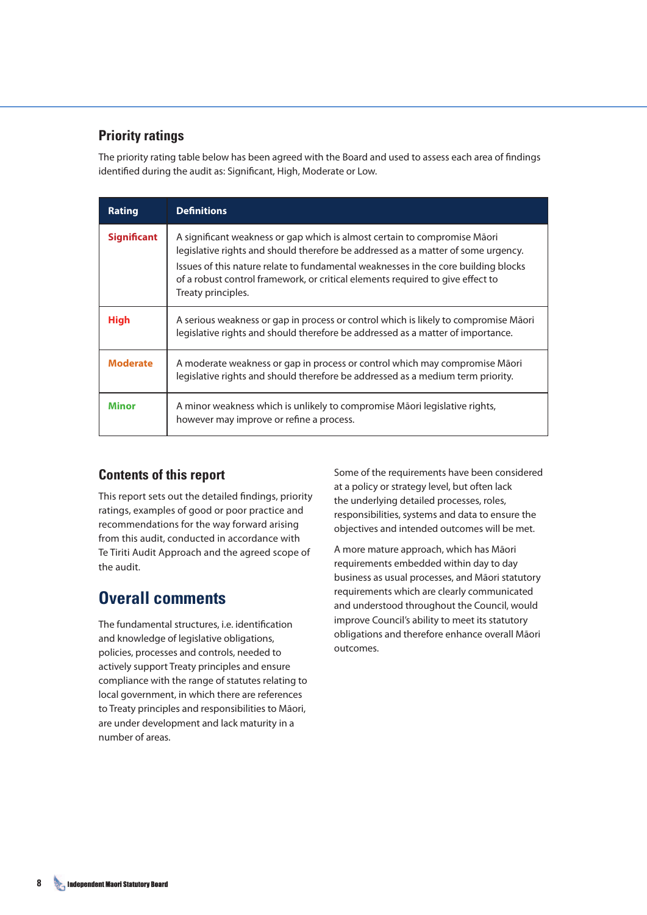## Priority ratings

The priority rating table below has been agreed with the Board and used to assess each area of findings identified during the audit as: Significant, High, Moderate or Low.

| Rating | Definitions |
|---|---|
| **Significant** | A significant weakness or gap which is almost certain to compromise Māori legislative rights and should therefore be addressed as a matter of some urgency.<br>Issues of this nature relate to fundamental weaknesses in the core building blocks of a robust control framework, or critical elements required to give effect to Treaty principles. |
| **High** | A serious weakness or gap in process or control which is likely to compromise Māori legislative rights and should therefore be addressed as a matter of importance. |
| **Moderate** | A moderate weakness or gap in process or control which may compromise Māori legislative rights and should therefore be addressed as a medium term priority. |
| **Minor** | A minor weakness which is unlikely to compromise Māori legislative rights, however may improve or refine a process. |

## Contents of this report

This report sets out the detailed findings, priority ratings, examples of good or poor practice and recommendations for the way forward arising from this audit, conducted in accordance with Te Tiriti Audit Approach and the agreed scope of the audit.

# Overall comments

The fundamental structures, i.e. identification and knowledge of legislative obligations, policies, processes and controls, needed to actively support Treaty principles and ensure compliance with the range of statutes relating to local government, in which there are references to Treaty principles and responsibilities to Māori, are under development and lack maturity in a number of areas.

Some of the requirements have been considered at a policy or strategy level, but often lack the underlying detailed processes, roles, responsibilities, systems and data to ensure the objectives and intended outcomes will be met.

A more mature approach, which has Māori requirements embedded within day to day business as usual processes, and Māori statutory requirements which are clearly communicated and understood throughout the Council, would improve Council's ability to meet its statutory obligations and therefore enhance overall Māori outcomes.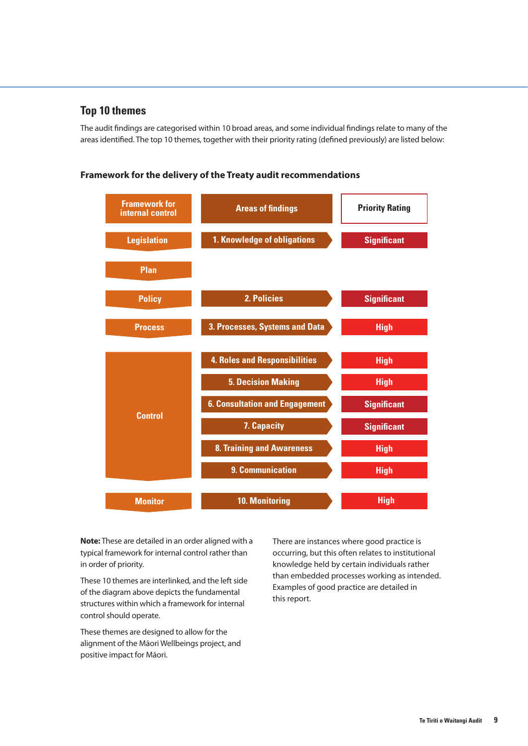## Top 10 themes

The audit findings are categorised within 10 broad areas, and some individual findings relate to many of the areas identified. The top 10 themes, together with their priority rating (defined previously) are listed below:

### Framework for the delivery of the Treaty audit recommendations

| Framework for internal control | Areas of findings | Priority Rating |
|---|---|---|
| Legislation | 1. Knowledge of obligations | Significant |
| Plan | | |
| Policy | 2. Policies | Significant |
| Process | 3. Processes, Systems and Data | High |
| Control | 4. Roles and Responsibilities | High |
| Control | 5. Decision Making | High |
| Control | 6. Consultation and Engagement | Significant |
| Control | 7. Capacity | Significant |
| Control | 8. Training and Awareness | High |
| Control | 9. Communication | High |
| Monitor | 10. Monitoring | High |

**Note:** These are detailed in an order aligned with a typical framework for internal control rather than in order of priority.

These 10 themes are interlinked, and the left side of the diagram above depicts the fundamental structures within which a framework for internal control should operate.

These themes are designed to allow for the alignment of the Māori Wellbeings project, and positive impact for Māori.

There are instances where good practice is occurring, but this often relates to institutional knowledge held by certain individuals rather than embedded processes working as intended. Examples of good practice are detailed in this report.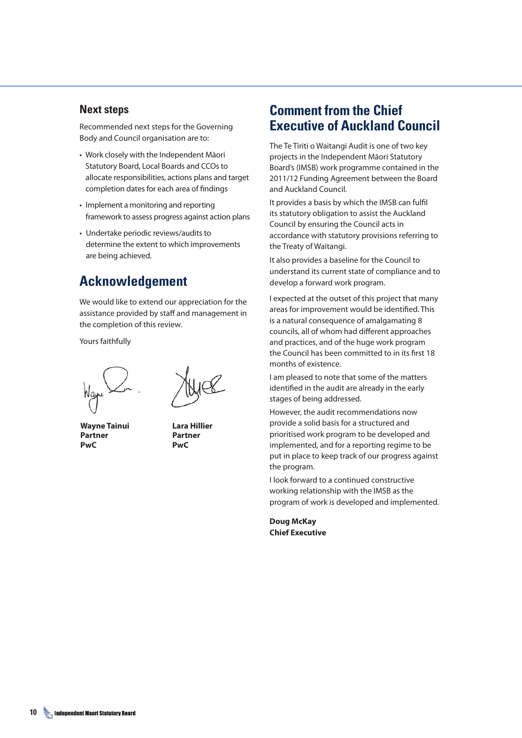## Next steps

Recommended next steps for the Governing Body and Council organisation are to:

- Work closely with the Independent Māori Statutory Board, Local Boards and CCOs to allocate responsibilities, actions plans and target completion dates for each area of findings
- Implement a monitoring and reporting framework to assess progress against action plans
- Undertake periodic reviews/audits to determine the extent to which improvements are being achieved.

## Acknowledgement

We would like to extend our appreciation for the assistance provided by staff and management in the completion of this review.

Yours faithfully

**Wayne Tainui**
**Partner**
**PwC**

**Lara Hillier**
**Partner**
**PwC**

## Comment from the Chief Executive of Auckland Council

The Te Tiriti o Waitangi Audit is one of two key projects in the Independent Māori Statutory Board's (IMSB) work programme contained in the 2011/12 Funding Agreement between the Board and Auckland Council.

It provides a basis by which the IMSB can fulfil its statutory obligation to assist the Auckland Council by ensuring the Council acts in accordance with statutory provisions referring to the Treaty of Waitangi.

It also provides a baseline for the Council to understand its current state of compliance and to develop a forward work program.

I expected at the outset of this project that many areas for improvement would be identified. This is a natural consequence of amalgamating 8 councils, all of whom had different approaches and practices, and of the huge work program the Council has been committed to in its first 18 months of existence.

I am pleased to note that some of the matters identified in the audit are already in the early stages of being addressed.

However, the audit recommendations now provide a solid basis for a structured and prioritised work program to be developed and implemented, and for a reporting regime to be put in place to keep track of our progress against the program.

I look forward to a continued constructive working relationship with the IMSB as the program of work is developed and implemented.

**Doug McKay**
**Chief Executive**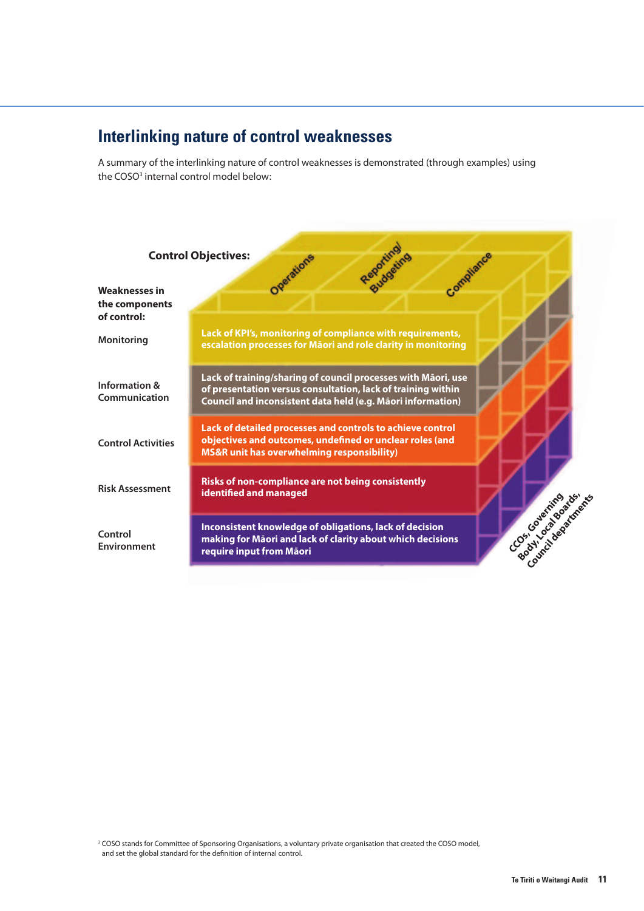## Interlinking nature of control weaknesses

A summary of the interlinking nature of control weaknesses is demonstrated (through examples) using the COSO[3] internal control model below:

Control Objectives:

Operations

Reporting/ Budgeting

Compliance

Weaknesses in the components of control:

Monitoring

Lack of KPI's, monitoring of compliance with requirements, escalation processes for Māori and role clarity in monitoring

Information & Communication

Lack of training/sharing of council processes with Māori, use of presentation versus consultation, lack of training within Council and inconsistent data held (e.g. Māori information)

Control Activities

Lack of detailed processes and controls to achieve control objectives and outcomes, undefined or unclear roles (and MS&R unit has overwhelming responsibility)

Risk Assessment

Risks of non-compliance are not being consistently identified and managed

Control Environment

Inconsistent knowledge of obligations, lack of decision making for Māori and lack of clarity about which decisions require input from Māori

CCOs, Governing Body, Local Boards, Council departments

[3] COSO stands for Committee of Sponsoring Organisations, a voluntary private organisation that created the COSO model, and set the global standard for the definition of internal control.